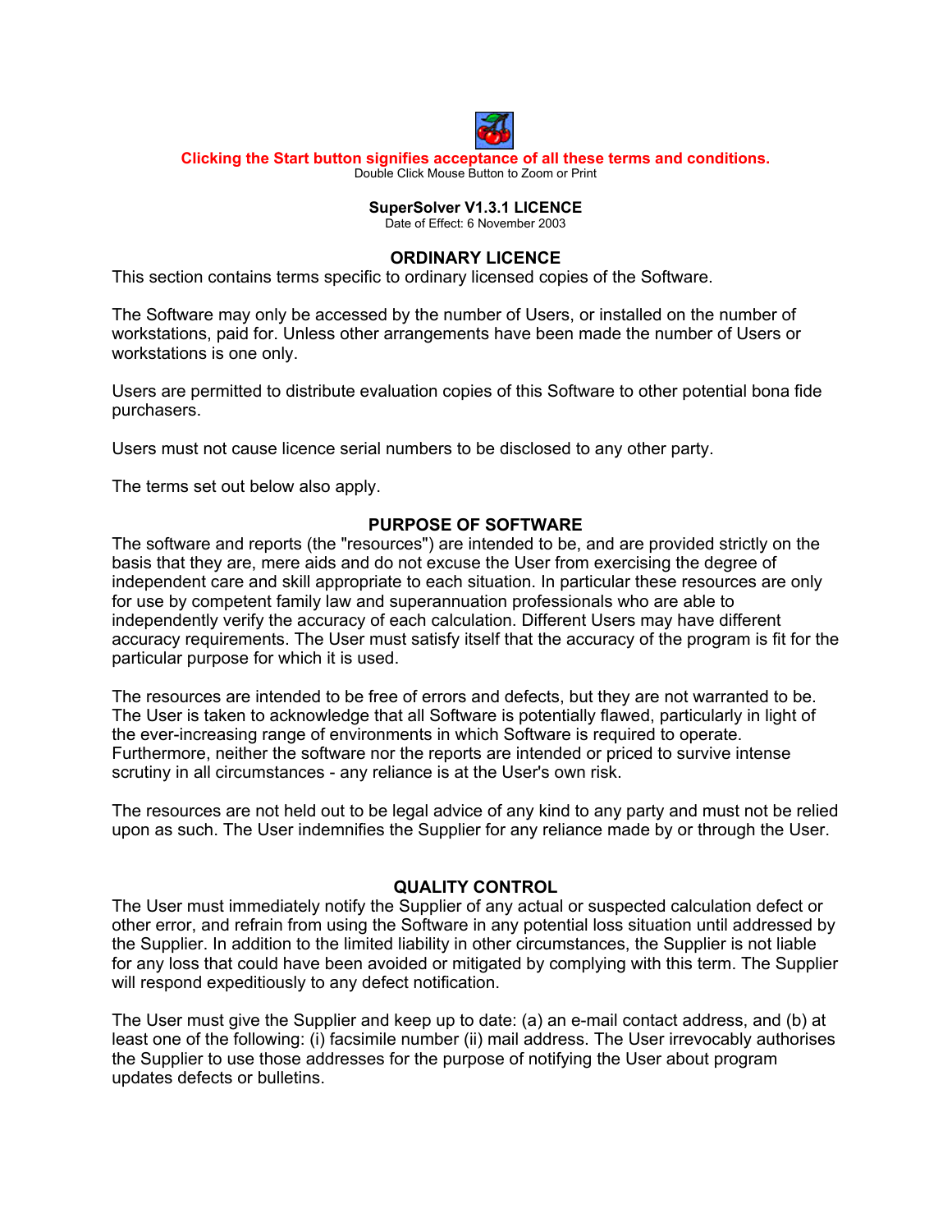**Clicking the Start button signifies acceptance of all these terms and conditions.**

Double Click Mouse Button to Zoom or Print

**SuperSolver V1.3.1 LICENCE**

Date of Effect: 6 November 2003

## ORDINARY LICENCE

This section contains terms specific to ordinary licensed copies of the Software.

The Software may only be accessed by the number of Users, or installed on the number of workstations, paid for. Unless other arrangements have been made the number of Users or workstations is one only.

Users are permitted to distribute evaluation copies of this Software to other potential bona fide purchasers.

Users must not cause licence serial numbers to be disclosed to any other party.

The terms set out below also apply.

## PURPOSE OF SOFTWARE

The software and reports (the "resources") are intended to be, and are provided strictly on the basis that they are, mere aids and do not excuse the User from exercising the degree of independent care and skill appropriate to each situation. In particular these resources are only for use by competent family law and superannuation professionals who are able to independently verify the accuracy of each calculation. Different Users may have different accuracy requirements. The User must satisfy itself that the accuracy of the program is fit for the particular purpose for which it is used.

The resources are intended to be free of errors and defects, but they are not warranted to be. The User is taken to acknowledge that all Software is potentially flawed, particularly in light of the ever-increasing range of environments in which Software is required to operate. Furthermore, neither the software nor the reports are intended or priced to survive intense scrutiny in all circumstances - any reliance is at the User's own risk.

The resources are not held out to be legal advice of any kind to any party and must not be relied upon as such. The User indemnifies the Supplier for any reliance made by or through the User.

## QUALITY CONTROL

The User must immediately notify the Supplier of any actual or suspected calculation defect or other error, and refrain from using the Software in any potential loss situation until addressed by the Supplier. In addition to the limited liability in other circumstances, the Supplier is not liable for any loss that could have been avoided or mitigated by complying with this term. The Supplier will respond expeditiously to any defect notification.

The User must give the Supplier and keep up to date: (a) an e-mail contact address, and (b) at least one of the following: (i) facsimile number (ii) mail address. The User irrevocably authorises the Supplier to use those addresses for the purpose of notifying the User about program updates defects or bulletins.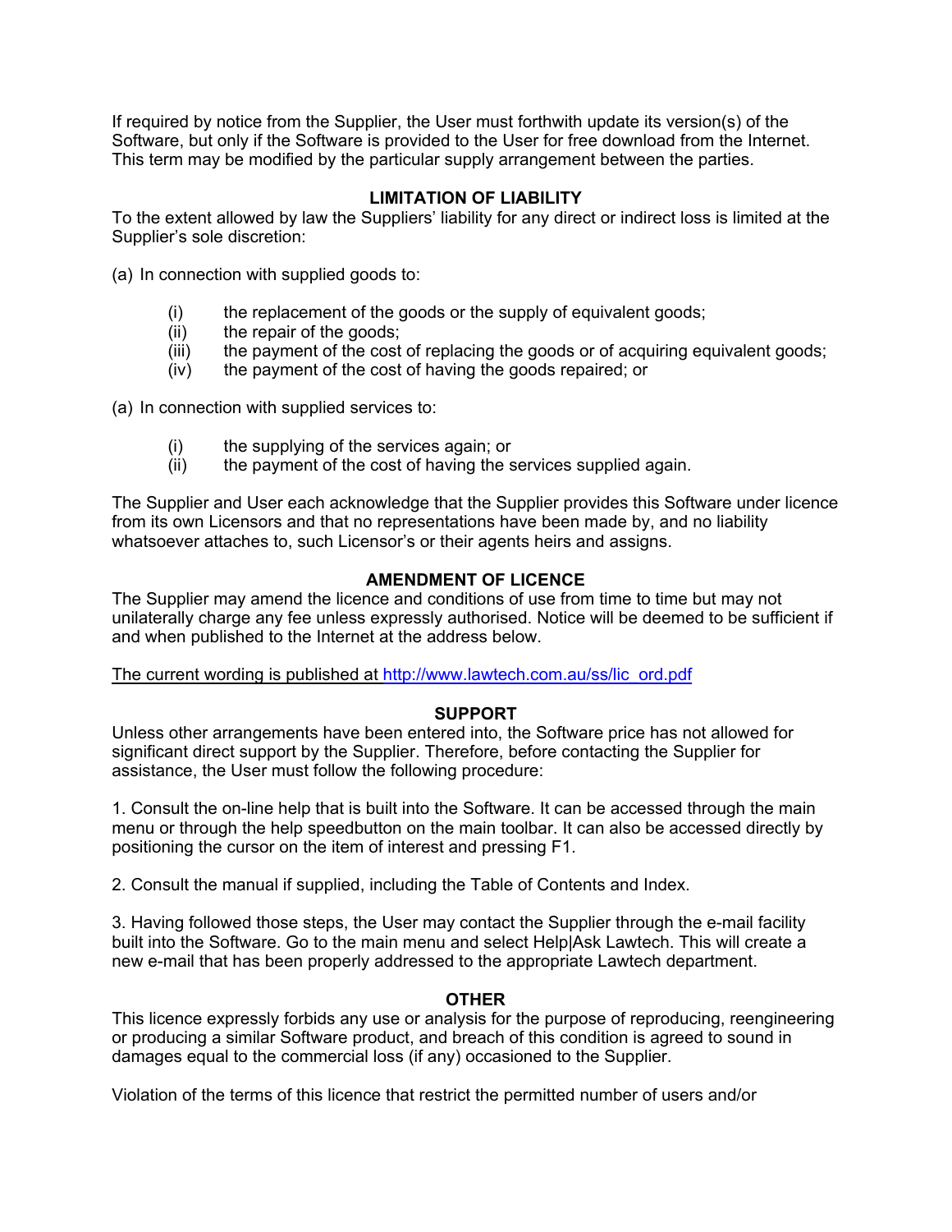If required by notice from the Supplier, the User must forthwith update its version(s) of the Software, but only if the Software is provided to the User for free download from the Internet. This term may be modified by the particular supply arrangement between the parties.

## LIMITATION OF LIABILITY

To the extent allowed by law the Suppliers' liability for any direct or indirect loss is limited at the Supplier's sole discretion:

(a) In connection with supplied goods to:

- (i) the replacement of the goods or the supply of equivalent goods;
- (ii) the repair of the goods;
- (iii) the payment of the cost of replacing the goods or of acquiring equivalent goods;
- (iv) the payment of the cost of having the goods repaired; or

(a) In connection with supplied services to:

- (i) the supplying of the services again; or
- (ii) the payment of the cost of having the services supplied again.

The Supplier and User each acknowledge that the Supplier provides this Software under licence from its own Licensors and that no representations have been made by, and no liability whatsoever attaches to, such Licensor's or their agents heirs and assigns.

## AMENDMENT OF LICENCE

The Supplier may amend the licence and conditions of use from time to time but may not unilaterally charge any fee unless expressly authorised. Notice will be deemed to be sufficient if and when published to the Internet at the address below.

The current wording is published at http://www.lawtech.com.au/ss/lic_ord.pdf

## SUPPORT

Unless other arrangements have been entered into, the Software price has not allowed for significant direct support by the Supplier. Therefore, before contacting the Supplier for assistance, the User must follow the following procedure:

1. Consult the on-line help that is built into the Software. It can be accessed through the main menu or through the help speedbutton on the main toolbar. It can also be accessed directly by positioning the cursor on the item of interest and pressing F1.

2. Consult the manual if supplied, including the Table of Contents and Index.

3. Having followed those steps, the User may contact the Supplier through the e-mail facility built into the Software. Go to the main menu and select Help|Ask Lawtech. This will create a new e-mail that has been properly addressed to the appropriate Lawtech department.

## OTHER

This licence expressly forbids any use or analysis for the purpose of reproducing, reengineering or producing a similar Software product, and breach of this condition is agreed to sound in damages equal to the commercial loss (if any) occasioned to the Supplier.

Violation of the terms of this licence that restrict the permitted number of users and/or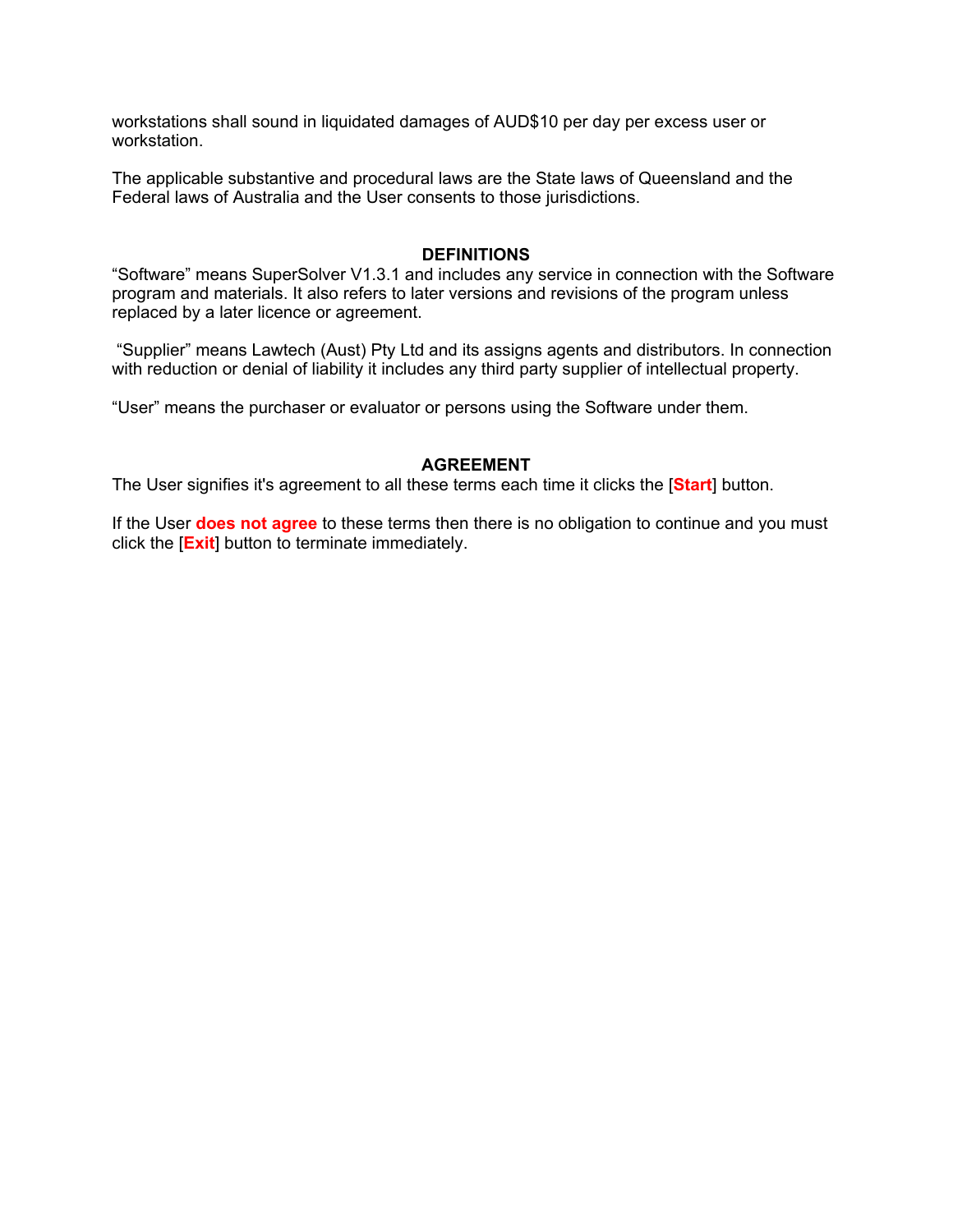workstations shall sound in liquidated damages of AUD$10 per day per excess user or workstation.

The applicable substantive and procedural laws are the State laws of Queensland and the Federal laws of Australia and the User consents to those jurisdictions.

## DEFINITIONS

“Software” means SuperSolver V1.3.1 and includes any service in connection with the Software program and materials. It also refers to later versions and revisions of the program unless replaced by a later licence or agreement.

“Supplier” means Lawtech (Aust) Pty Ltd and its assigns agents and distributors. In connection with reduction or denial of liability it includes any third party supplier of intellectual property.

“User” means the purchaser or evaluator or persons using the Software under them.

## AGREEMENT

The User signifies it's agreement to all these terms each time it clicks the [**Start**] button.

If the User **does not agree** to these terms then there is no obligation to continue and you must click the [**Exit**] button to terminate immediately.